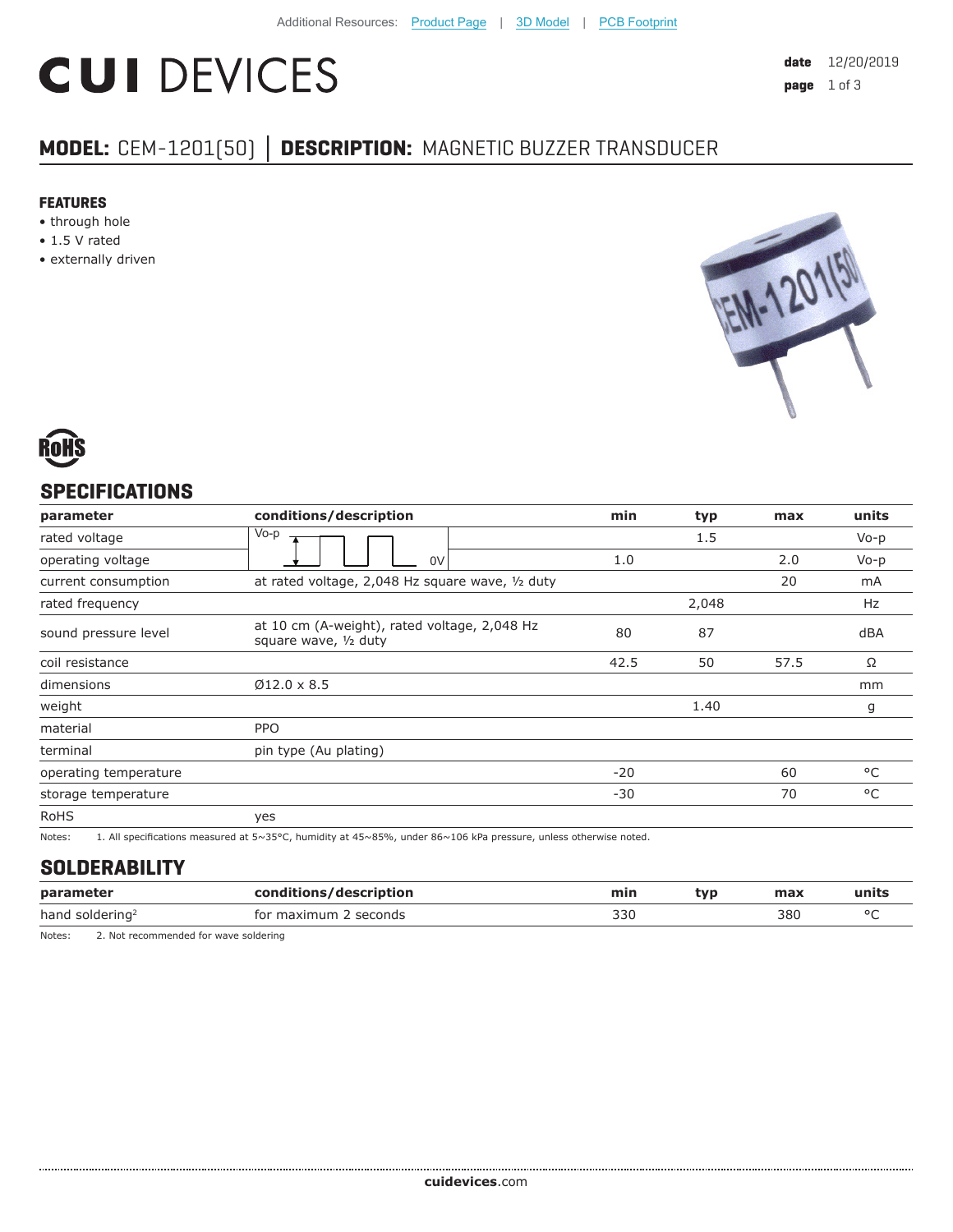Additional Resources: Product Page | 3D Model | PCB Footprint

# CUI DEVICES

**date** 12/20/2019

## MODEL: CEM-1201(50) | DESCRIPTION: MAGNETIC BUZZER TRANSDUCER

### FEATURES

- through hole
- 1.5 V rated
- externally driven

RoHS

## SPECIFICATIONS

| parameter | conditions/description | min | typ | max | units |
|---|---|---|---|---|---|
| rated voltage | Vo-p / 0V square wave | | 1.5 | | Vo-p |
| operating voltage | | 1.0 | | 2.0 | Vo-p |
| current consumption | at rated voltage, 2,048 Hz square wave, ½ duty | | | 20 | mA |
| rated frequency | | | 2,048 | | Hz |
| sound pressure level | at 10 cm (A-weight), rated voltage, 2,048 Hz square wave, ½ duty | 80 | 87 | | dBA |
| coil resistance | | 42.5 | 50 | 57.5 | Ω |
| dimensions | Ø12.0 x 8.5 | | | | mm |
| weight | | | 1.40 | | g |
| material | PPO | | | | |
| terminal | pin type (Au plating) | | | | |
| operating temperature | | -20 | | 60 | °C |
| storage temperature | | -30 | | 70 | °C |
| RoHS | yes | | | | |

Notes: 1. All specifications measured at 5~35°C, humidity at 45~85%, under 86~106 kPa pressure, unless otherwise noted.

## SOLDERABILITY

| parameter | conditions/description | min | typ | max | units |
|---|---|---|---|---|---|
| hand soldering[2] | for maximum 2 seconds | 330 | | 380 | °C |

Notes: 2. Not recommended for wave soldering

cuidevices.com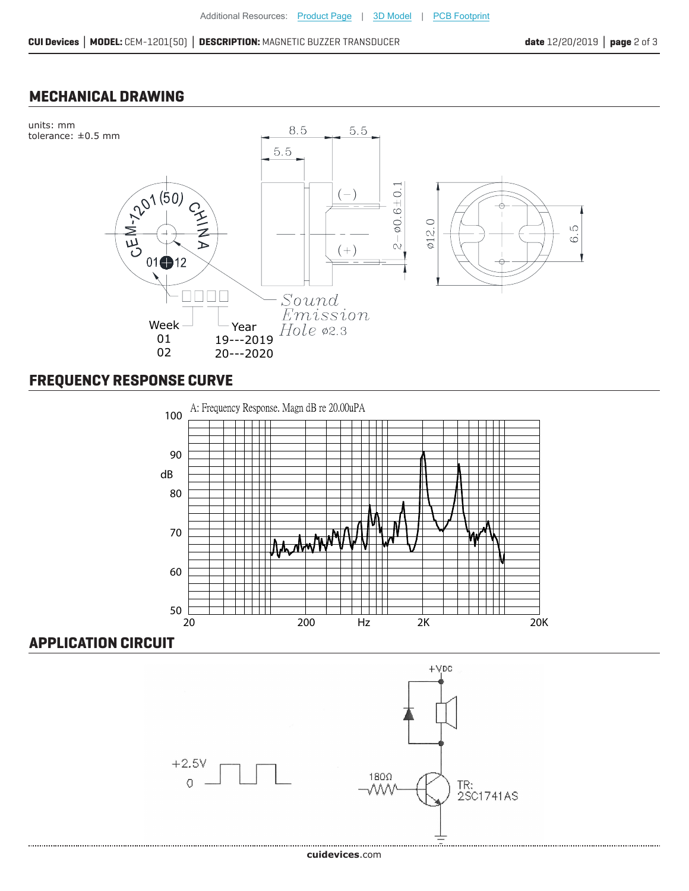## MECHANICAL DRAWING

units: mm
tolerance: ±0.5 mm

8.5
5.5
5.5
(−)
(+)
2−ø0.6±0.1
ø12.0
6.5

CEM-1201(50) CHINA
01 12

Week
01
02

Year
19---2019
20---2020

Sound Emission Hole ø2.3

## FREQUENCY RESPONSE CURVE

A: Frequency Response. Magn dB re 20.00uPA

## APPLICATION CIRCUIT

+VDC

+2.5V
0

180Ω

TR:
2SC1741AS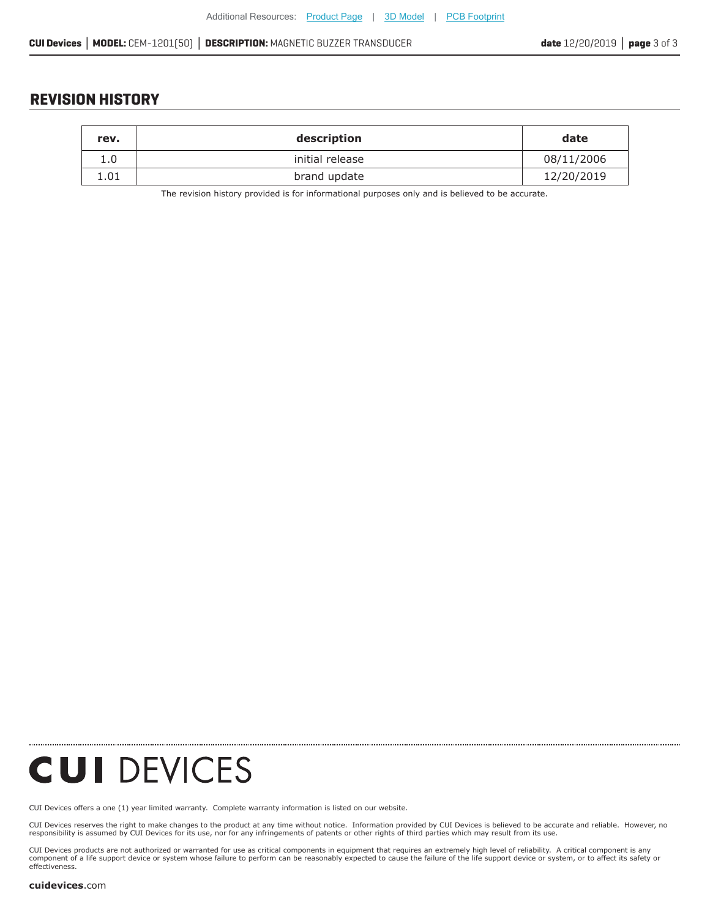## REVISION HISTORY

| rev. | description | date |
| --- | --- | --- |
| 1.0 | initial release | 08/11/2006 |
| 1.01 | brand update | 12/20/2019 |

The revision history provided is for informational purposes only and is believed to be accurate.

**CUI** DEVICES

CUI Devices offers a one (1) year limited warranty. Complete warranty information is listed on our website.

CUI Devices reserves the right to make changes to the product at any time without notice. Information provided by CUI Devices is believed to be accurate and reliable. However, no responsibility is assumed by CUI Devices for its use, nor for any infringements of patents or other rights of third parties which may result from its use.

CUI Devices products are not authorized or warranted for use as critical components in equipment that requires an extremely high level of reliability. A critical component is any component of a life support device or system whose failure to perform can be reasonably expected to cause the failure of the life support device or system, or to affect its safety or effectiveness.

**cuidevices**.com